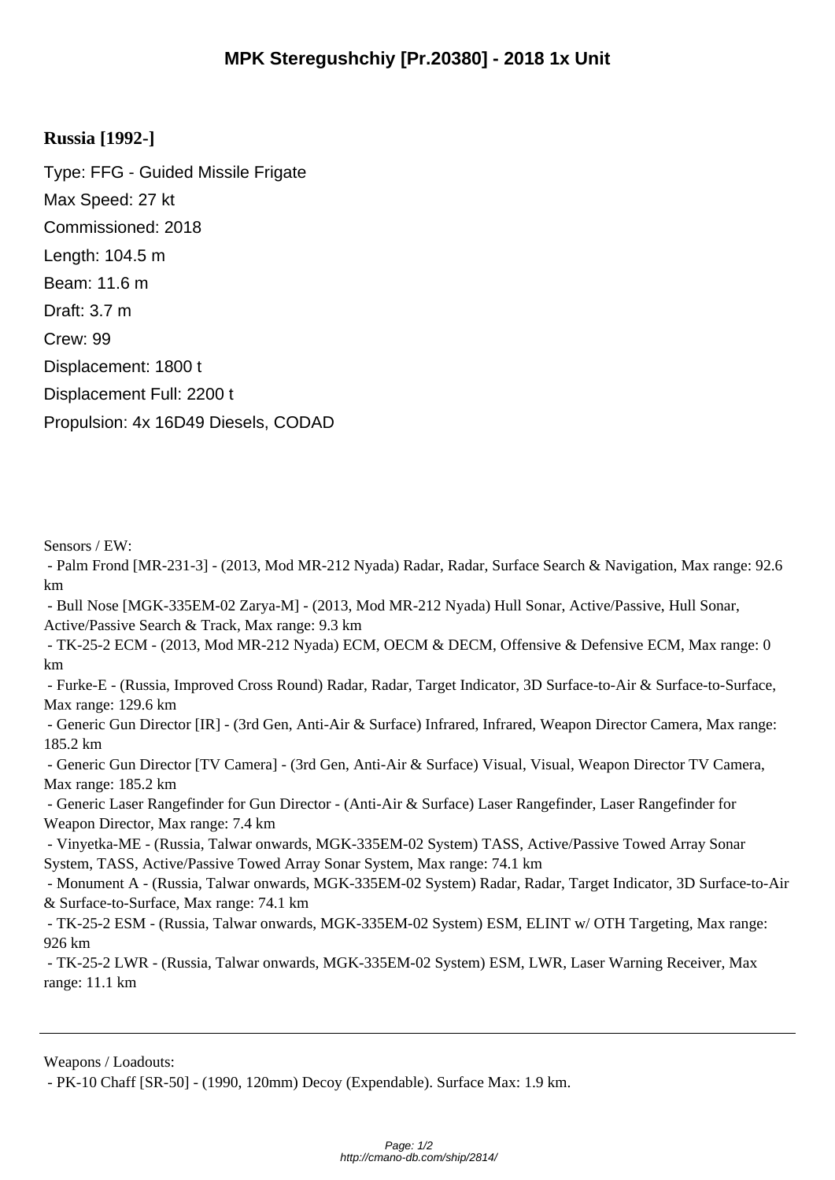# MPK Steregushchiy [Pr.20380] - 2018 1x Unit

## Russia [1992-]

Type: FFG - Guided Missile Frigate

Max Speed: 27 kt

Commissioned: 2018

Length: 104.5 m

Beam: 11.6 m

Draft: 3.7 m

Crew: 99

Displacement: 1800 t

Displacement Full: 2200 t

Propulsion: 4x 16D49 Diesels, CODAD

Sensors / EW:

- Palm Frond [MR-231-3] - (2013, Mod MR-212 Nyada) Radar, Radar, Surface Search & Navigation, Max range: 92.6 km
- Bull Nose [MGK-335EM-02 Zarya-M] - (2013, Mod MR-212 Nyada) Hull Sonar, Active/Passive, Hull Sonar, Active/Passive Search & Track, Max range: 9.3 km
- TK-25-2 ECM - (2013, Mod MR-212 Nyada) ECM, OECM & DECM, Offensive & Defensive ECM, Max range: 0 km
- Furke-E - (Russia, Improved Cross Round) Radar, Radar, Target Indicator, 3D Surface-to-Air & Surface-to-Surface, Max range: 129.6 km
- Generic Gun Director [IR] - (3rd Gen, Anti-Air & Surface) Infrared, Infrared, Weapon Director Camera, Max range: 185.2 km
- Generic Gun Director [TV Camera] - (3rd Gen, Anti-Air & Surface) Visual, Visual, Weapon Director TV Camera, Max range: 185.2 km
- Generic Laser Rangefinder for Gun Director - (Anti-Air & Surface) Laser Rangefinder, Laser Rangefinder for Weapon Director, Max range: 7.4 km
- Vinyetka-ME - (Russia, Talwar onwards, MGK-335EM-02 System) TASS, Active/Passive Towed Array Sonar System, TASS, Active/Passive Towed Array Sonar System, Max range: 74.1 km
- Monument A - (Russia, Talwar onwards, MGK-335EM-02 System) Radar, Radar, Target Indicator, 3D Surface-to-Air & Surface-to-Surface, Max range: 74.1 km
- TK-25-2 ESM - (Russia, Talwar onwards, MGK-335EM-02 System) ESM, ELINT w/ OTH Targeting, Max range: 926 km
- TK-25-2 LWR - (Russia, Talwar onwards, MGK-335EM-02 System) ESM, LWR, Laser Warning Receiver, Max range: 11.1 km

---

Weapons / Loadouts:

- PK-10 Chaff [SR-50] - (1990, 120mm) Decoy (Expendable). Surface Max: 1.9 km.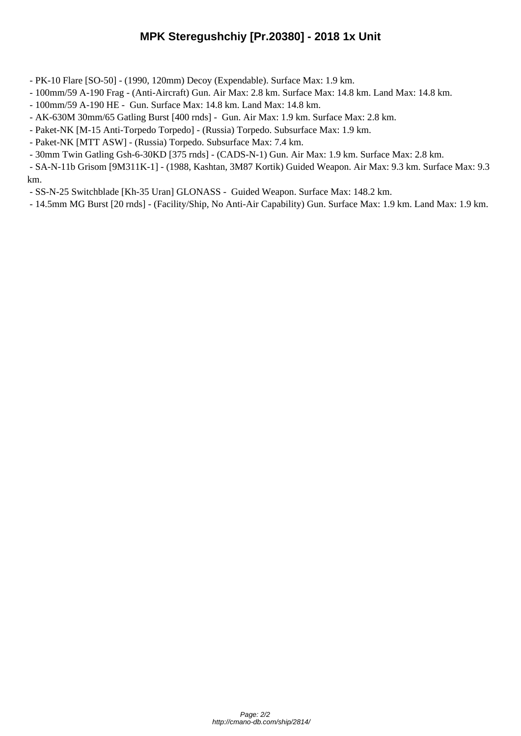- PK-10 Flare [SO-50] - (1990, 120mm) Decoy (Expendable). Surface Max: 1.9 km.
- 100mm/59 A-190 Frag - (Anti-Aircraft) Gun. Air Max: 2.8 km. Surface Max: 14.8 km. Land Max: 14.8 km.
- 100mm/59 A-190 HE - Gun. Surface Max: 14.8 km. Land Max: 14.8 km.
- AK-630M 30mm/65 Gatling Burst [400 rnds] - Gun. Air Max: 1.9 km. Surface Max: 2.8 km.
- Paket-NK [M-15 Anti-Torpedo Torpedo] - (Russia) Torpedo. Subsurface Max: 1.9 km.
- Paket-NK [MTT ASW] - (Russia) Torpedo. Subsurface Max: 7.4 km.
- 30mm Twin Gatling Gsh-6-30KD [375 rnds] - (CADS-N-1) Gun. Air Max: 1.9 km. Surface Max: 2.8 km.
- SA-N-11b Grisom [9M311K-1] - (1988, Kashtan, 3M87 Kortik) Guided Weapon. Air Max: 9.3 km. Surface Max: 9.3 km.
- SS-N-25 Switchblade [Kh-35 Uran] GLONASS - Guided Weapon. Surface Max: 148.2 km.
- 14.5mm MG Burst [20 rnds] - (Facility/Ship, No Anti-Air Capability) Gun. Surface Max: 1.9 km. Land Max: 1.9 km.